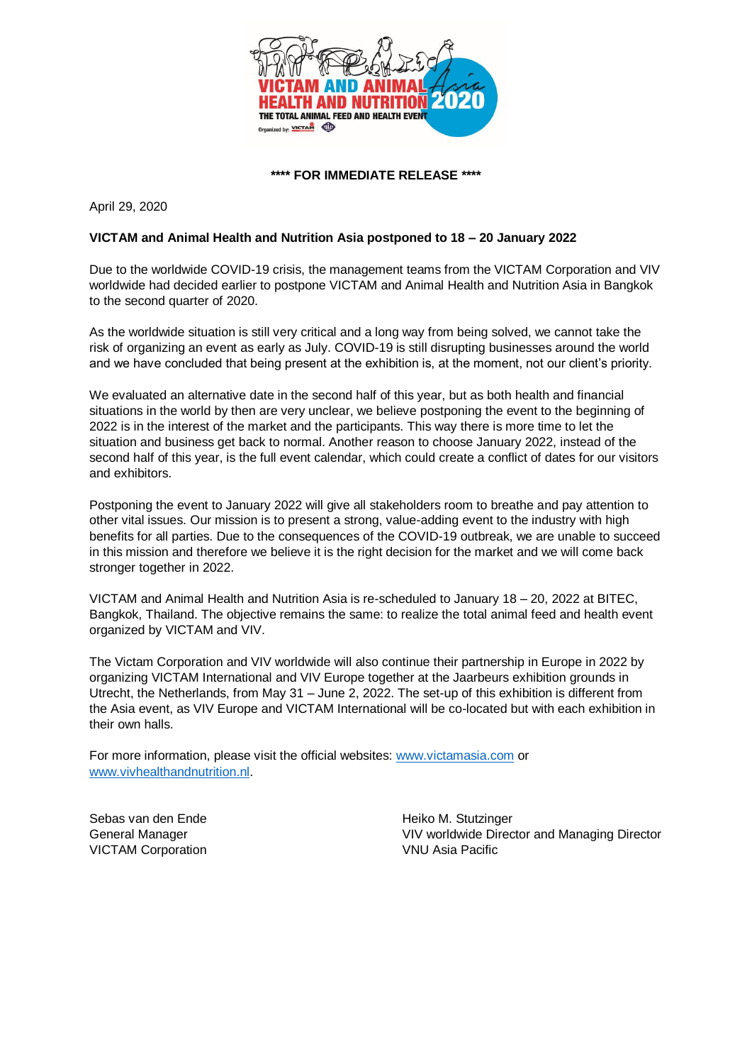**\*\*\*\* FOR IMMEDIATE RELEASE \*\*\*\***

April 29, 2020

**VICTAM and Animal Health and Nutrition Asia postponed to 18 – 20 January 2022**

Due to the worldwide COVID-19 crisis, the management teams from the VICTAM Corporation and VIV worldwide had decided earlier to postpone VICTAM and Animal Health and Nutrition Asia in Bangkok to the second quarter of 2020.

As the worldwide situation is still very critical and a long way from being solved, we cannot take the risk of organizing an event as early as July. COVID-19 is still disrupting businesses around the world and we have concluded that being present at the exhibition is, at the moment, not our client's priority.

We evaluated an alternative date in the second half of this year, but as both health and financial situations in the world by then are very unclear, we believe postponing the event to the beginning of 2022 is in the interest of the market and the participants. This way there is more time to let the situation and business get back to normal. Another reason to choose January 2022, instead of the second half of this year, is the full event calendar, which could create a conflict of dates for our visitors and exhibitors.

Postponing the event to January 2022 will give all stakeholders room to breathe and pay attention to other vital issues. Our mission is to present a strong, value-adding event to the industry with high benefits for all parties. Due to the consequences of the COVID-19 outbreak, we are unable to succeed in this mission and therefore we believe it is the right decision for the market and we will come back stronger together in 2022.

VICTAM and Animal Health and Nutrition Asia is re-scheduled to January 18 – 20, 2022 at BITEC, Bangkok, Thailand. The objective remains the same: to realize the total animal feed and health event organized by VICTAM and VIV.

The Victam Corporation and VIV worldwide will also continue their partnership in Europe in 2022 by organizing VICTAM International and VIV Europe together at the Jaarbeurs exhibition grounds in Utrecht, the Netherlands, from May 31 – June 2, 2022. The set-up of this exhibition is different from the Asia event, as VIV Europe and VICTAM International will be co-located but with each exhibition in their own halls.

For more information, please visit the official websites: www.victamasia.com or www.vivhealthandnutrition.nl.

Sebas van den Ende
General Manager
VICTAM Corporation

Heiko M. Stutzinger
VIV worldwide Director and Managing Director
VNU Asia Pacific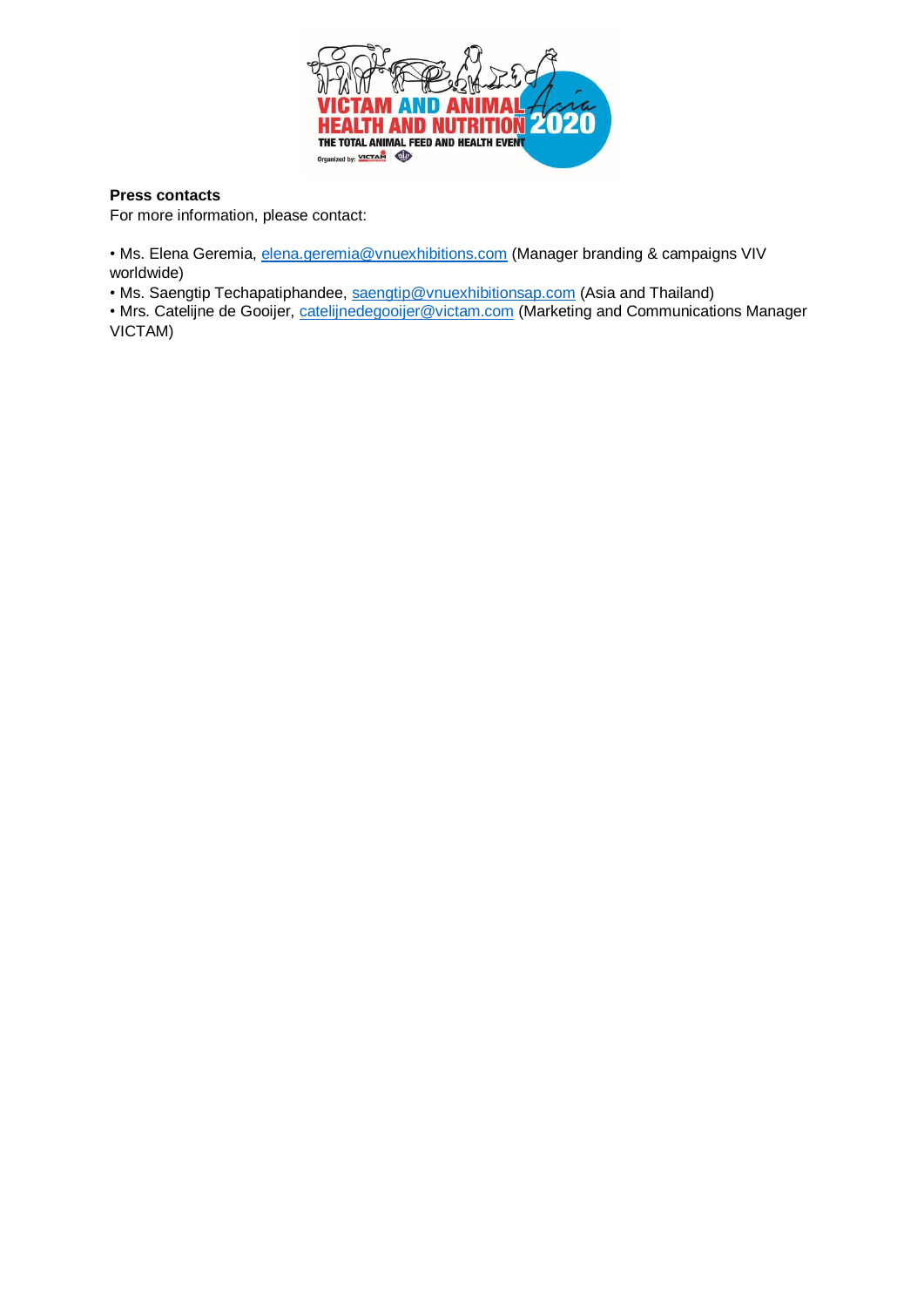**Press contacts**

For more information, please contact:

• Ms. Elena Geremia, elena.geremia@vnuexhibitions.com (Manager branding & campaigns VIV worldwide)
• Ms. Saengtip Techapatiphandee, saengtip@vnuexhibitionsap.com (Asia and Thailand)
• Mrs. Catelijne de Gooijer, catelijnedegooijer@victam.com (Marketing and Communications Manager VICTAM)